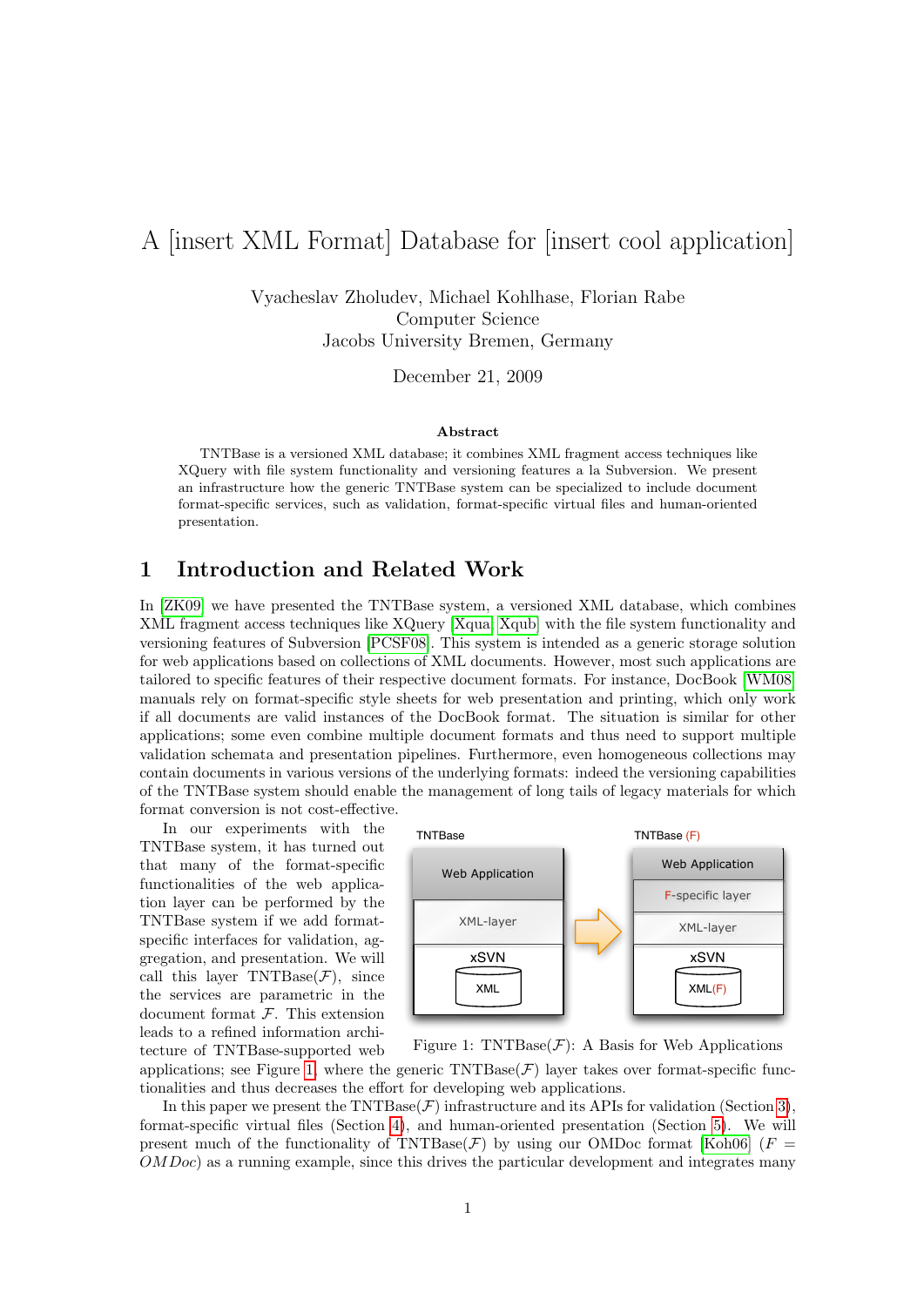# A [insert XML Format] Database for [insert cool application]

Vyacheslav Zholudev, Michael Kohlhase, Florian Rabe
Computer Science
Jacobs University Bremen, Germany

December 21, 2009

### Abstract

TNTBase is a versioned XML database; it combines XML fragment access techniques like XQuery with file system functionality and versioning features a la Subversion. We present an infrastructure how the generic TNTBase system can be specialized to include document format-specific services, such as validation, format-specific virtual files and human-oriented presentation.

## 1 Introduction and Related Work

In [ZK09] we have presented the TNTBase system, a versioned XML database, which combines XML fragment access techniques like XQuery [Xqua, Xqub] with the file system functionality and versioning features of Subversion [PCSF08]. This system is intended as a generic storage solution for web applications based on collections of XML documents. However, most such applications are tailored to specific features of their respective document formats. For instance, DocBook [WM08] manuals rely on format-specific style sheets for web presentation and printing, which only work if all documents are valid instances of the DocBook format. The situation is similar for other applications; some even combine multiple document formats and thus need to support multiple validation schemata and presentation pipelines. Furthermore, even homogeneous collections may contain documents in various versions of the underlying formats: indeed the versioning capabilities of the TNTBase system should enable the management of long tails of legacy materials for which format conversion is not cost-effective.

In our experiments with the TNTBase system, it has turned out that many of the format-specific functionalities of the web application layer can be performed by the TNTBase system if we add format-specific interfaces for validation, aggregation, and presentation. We will call this layer TNTBase($\mathcal{F}$), since the services are parametric in the document format $\mathcal{F}$. This extension leads to a refined information architecture of TNTBase-supported web applications; see Figure 1 where the generic TNTBase($\mathcal{F}$) layer takes over format-specific functionalities and thus decreases the effort for developing web applications.

Figure 1: TNTBase($\mathcal{F}$): A Basis for Web Applications

In this paper we present the TNTBase($\mathcal{F}$) infrastructure and its APIs for validation (Section 3), format-specific virtual files (Section 4), and human-oriented presentation (Section 5). We will present much of the functionality of TNTBase($\mathcal{F}$) by using our OMDoc format [Koh06] ($F = OMDoc$) as a running example, since this drives the particular development and integrates many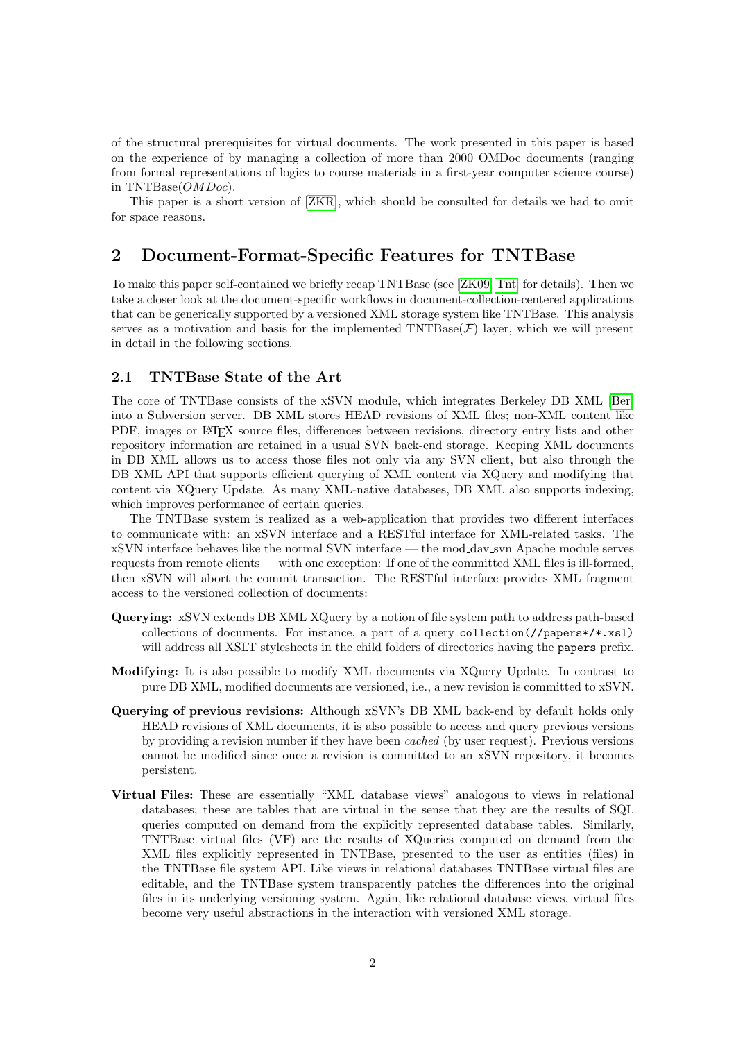of the structural prerequisites for virtual documents. The work presented in this paper is based on the experience of by managing a collection of more than 2000 OMDoc documents (ranging from formal representations of logics to course materials in a first-year computer science course) in TNTBase(*OMDoc*).

This paper is a short version of [ZKR], which should be consulted for details we had to omit for space reasons.

## 2 Document-Format-Specific Features for TNTBase

To make this paper self-contained we briefly recap TNTBase (see [ZK09, Tnt] for details). Then we take a closer look at the document-specific workflows in document-collection-centered applications that can be generically supported by a versioned XML storage system like TNTBase. This analysis serves as a motivation and basis for the implemented TNTBase($\mathcal{F}$) layer, which we will present in detail in the following sections.

### 2.1 TNTBase State of the Art

The core of TNTBase consists of the xSVN module, which integrates Berkeley DB XML [Ber] into a Subversion server. DB XML stores HEAD revisions of XML files; non-XML content like PDF, images or LaTeX source files, differences between revisions, directory entry lists and other repository information are retained in a usual SVN back-end storage. Keeping XML documents in DB XML allows us to access those files not only via any SVN client, but also through the DB XML API that supports efficient querying of XML content via XQuery and modifying that content via XQuery Update. As many XML-native databases, DB XML also supports indexing, which improves performance of certain queries.

The TNTBase system is realized as a web-application that provides two different interfaces to communicate with: an xSVN interface and a RESTful interface for XML-related tasks. The xSVN interface behaves like the normal SVN interface — the mod_dav_svn Apache module serves requests from remote clients — with one exception: If one of the committed XML files is ill-formed, then xSVN will abort the commit transaction. The RESTful interface provides XML fragment access to the versioned collection of documents:

**Querying:** xSVN extends DB XML XQuery by a notion of file system path to address path-based collections of documents. For instance, a part of a query `collection(//papers*/*.xsl)` will address all XSLT stylesheets in the child folders of directories having the `papers` prefix.

**Modifying:** It is also possible to modify XML documents via XQuery Update. In contrast to pure DB XML, modified documents are versioned, i.e., a new revision is committed to xSVN.

**Querying of previous revisions:** Although xSVN's DB XML back-end by default holds only HEAD revisions of XML documents, it is also possible to access and query previous versions by providing a revision number if they have been *cached* (by user request). Previous versions cannot be modified since once a revision is committed to an xSVN repository, it becomes persistent.

**Virtual Files:** These are essentially "XML database views" analogous to views in relational databases; these are tables that are virtual in the sense that they are the results of SQL queries computed on demand from the explicitly represented database tables. Similarly, TNTBase virtual files (VF) are the results of XQueries computed on demand from the XML files explicitly represented in TNTBase, presented to the user as entities (files) in the TNTBase file system API. Like views in relational databases TNTBase virtual files are editable, and the TNTBase system transparently patches the differences into the original files in its underlying versioning system. Again, like relational database views, virtual files become very useful abstractions in the interaction with versioned XML storage.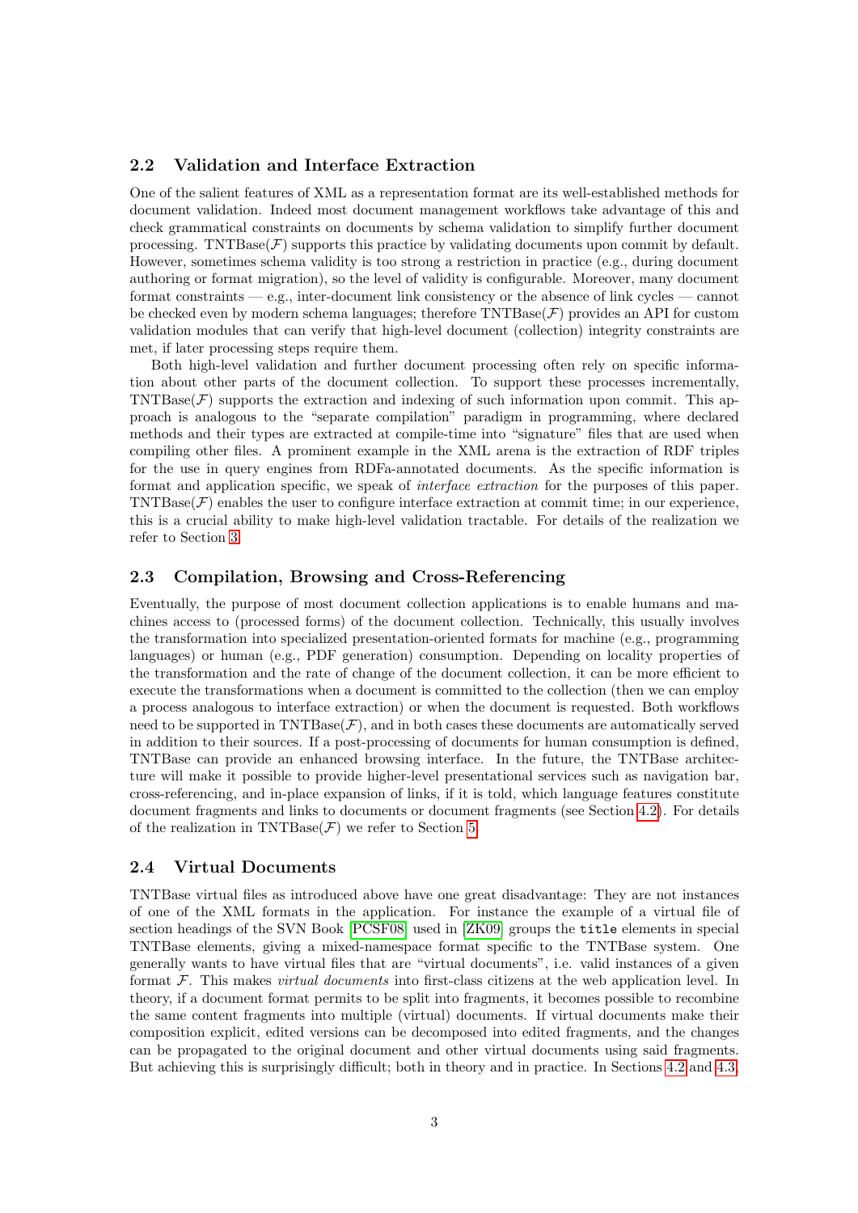## 2.2 Validation and Interface Extraction

One of the salient features of XML as a representation format are its well-established methods for document validation. Indeed most document management workflows take advantage of this and check grammatical constraints on documents by schema validation to simplify further document processing. TNTBase($\mathcal{F}$) supports this practice by validating documents upon commit by default. However, sometimes schema validity is too strong a restriction in practice (e.g., during document authoring or format migration), so the level of validity is configurable. Moreover, many document format constraints — e.g., inter-document link consistency or the absence of link cycles — cannot be checked even by modern schema languages; therefore TNTBase($\mathcal{F}$) provides an API for custom validation modules that can verify that high-level document (collection) integrity constraints are met, if later processing steps require them.

Both high-level validation and further document processing often rely on specific information about other parts of the document collection. To support these processes incrementally, TNTBase($\mathcal{F}$) supports the extraction and indexing of such information upon commit. This approach is analogous to the "separate compilation" paradigm in programming, where declared methods and their types are extracted at compile-time into "signature" files that are used when compiling other files. A prominent example in the XML arena is the extraction of RDF triples for the use in query engines from RDFa-annotated documents. As the specific information is format and application specific, we speak of *interface extraction* for the purposes of this paper. TNTBase($\mathcal{F}$) enables the user to configure interface extraction at commit time; in our experience, this is a crucial ability to make high-level validation tractable. For details of the realization we refer to Section 3.

## 2.3 Compilation, Browsing and Cross-Referencing

Eventually, the purpose of most document collection applications is to enable humans and machines access to (processed forms) of the document collection. Technically, this usually involves the transformation into specialized presentation-oriented formats for machine (e.g., programming languages) or human (e.g., PDF generation) consumption. Depending on locality properties of the transformation and the rate of change of the document collection, it can be more efficient to execute the transformations when a document is committed to the collection (then we can employ a process analogous to interface extraction) or when the document is requested. Both workflows need to be supported in TNTBase($\mathcal{F}$), and in both cases these documents are automatically served in addition to their sources. If a post-processing of documents for human consumption is defined, TNTBase can provide an enhanced browsing interface. In the future, the TNTBase architecture will make it possible to provide higher-level presentational services such as navigation bar, cross-referencing, and in-place expansion of links, if it is told, which language features constitute document fragments and links to documents or document fragments (see Section 4.2). For details of the realization in TNTBase($\mathcal{F}$) we refer to Section 5.

## 2.4 Virtual Documents

TNTBase virtual files as introduced above have one great disadvantage: They are not instances of one of the XML formats in the application. For instance the example of a virtual file of section headings of the SVN Book [PCSF08] used in [ZK09] groups the `title` elements in special TNTBase elements, giving a mixed-namespace format specific to the TNTBase system. One generally wants to have virtual files that are "virtual documents", i.e. valid instances of a given format $\mathcal{F}$. This makes *virtual documents* into first-class citizens at the web application level. In theory, if a document format permits to be split into fragments, it becomes possible to recombine the same content fragments into multiple (virtual) documents. If virtual documents make their composition explicit, edited versions can be decomposed into edited fragments, and the changes can be propagated to the original document and other virtual documents using said fragments. But achieving this is surprisingly difficult; both in theory and in practice. In Sections 4.2 and 4.3,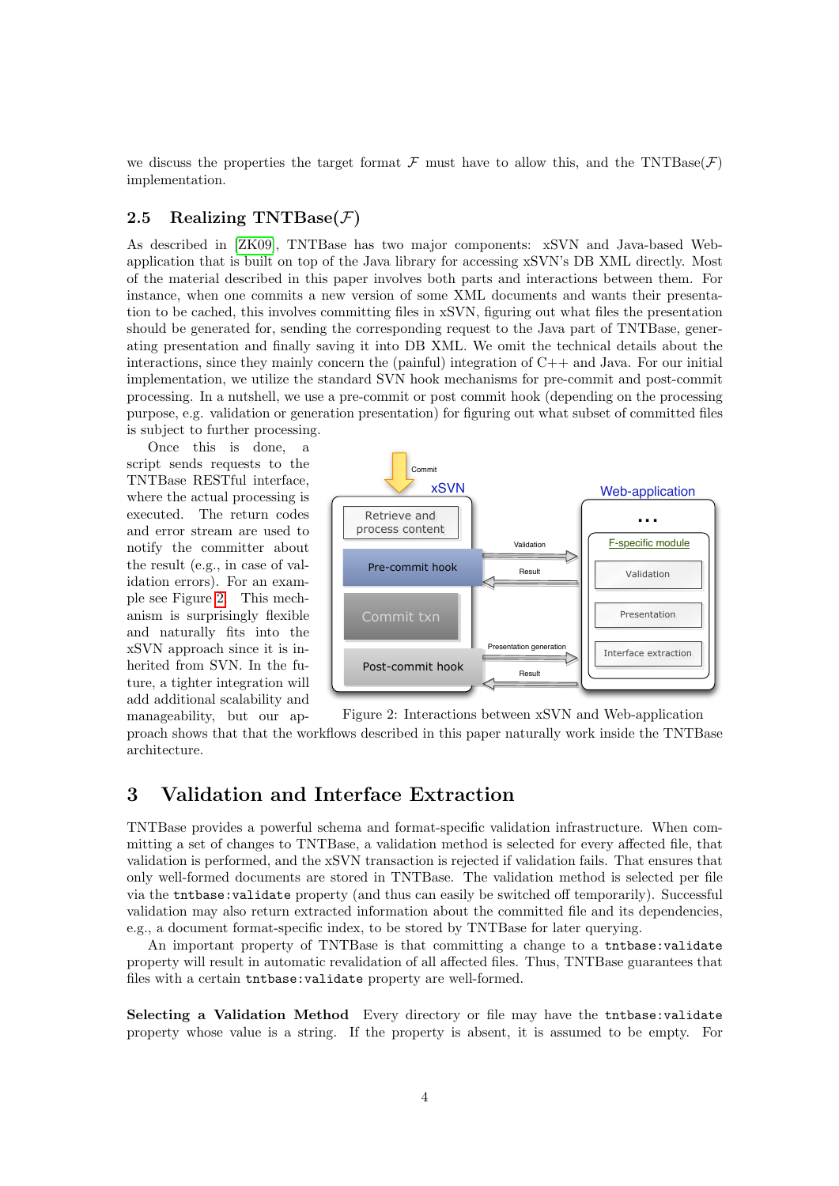we discuss the properties the target format $\mathcal{F}$ must have to allow this, and the TNTBase($\mathcal{F}$) implementation.

### 2.5 Realizing TNTBase($\mathcal{F}$)

As described in [ZK09], TNTBase has two major components: xSVN and Java-based Web-application that is built on top of the Java library for accessing xSVN's DB XML directly. Most of the material described in this paper involves both parts and interactions between them. For instance, when one commits a new version of some XML documents and wants their presentation to be cached, this involves committing files in xSVN, figuring out what files the presentation should be generated for, sending the corresponding request to the Java part of TNTBase, generating presentation and finally saving it into DB XML. We omit the technical details about the interactions, since they mainly concern the (painful) integration of C++ and Java. For our initial implementation, we utilize the standard SVN hook mechanisms for pre-commit and post-commit processing. In a nutshell, we use a pre-commit or post commit hook (depending on the processing purpose, e.g. validation or generation presentation) for figuring out what subset of committed files is subject to further processing.

Once this is done, a script sends requests to the TNTBase RESTful interface, where the actual processing is executed. The return codes and error stream are used to notify the committer about the result (e.g., in case of validation errors). For an example see Figure 2. This mechanism is surprisingly flexible and naturally fits into the xSVN approach since it is inherited from SVN. In the future, a tighter integration will add additional scalability and manageability, but our approach shows that that the workflows described in this paper naturally work inside the TNTBase architecture.

Figure 2: Interactions between xSVN and Web-application

# 3 Validation and Interface Extraction

TNTBase provides a powerful schema and format-specific validation infrastructure. When committing a set of changes to TNTBase, a validation method is selected for every affected file, that validation is performed, and the xSVN transaction is rejected if validation fails. That ensures that only well-formed documents are stored in TNTBase. The validation method is selected per file via the `tntbase:validate` property (and thus can easily be switched off temporarily). Successful validation may also return extracted information about the committed file and its dependencies, e.g., a document format-specific index, to be stored by TNTBase for later querying.

An important property of TNTBase is that committing a change to a `tntbase:validate` property will result in automatic revalidation of all affected files. Thus, TNTBase guarantees that files with a certain `tntbase:validate` property are well-formed.

**Selecting a Validation Method** Every directory or file may have the `tntbase:validate` property whose value is a string. If the property is absent, it is assumed to be empty. For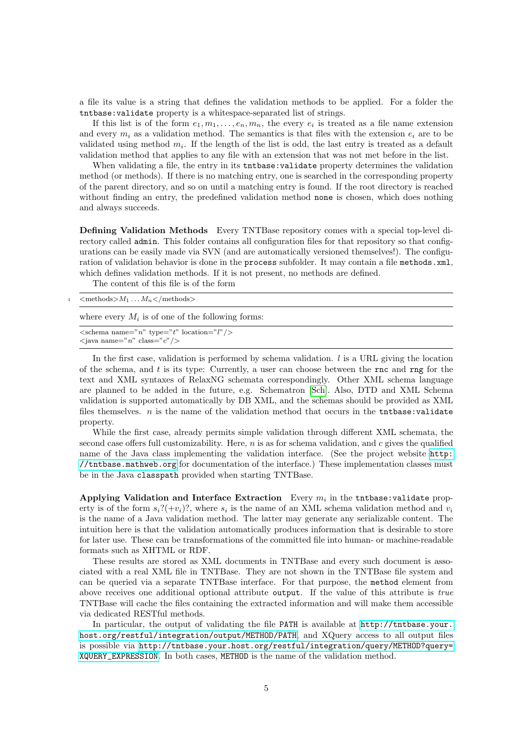a file its value is a string that defines the validation methods to be applied. For a folder the `tntbase:validate` property is a whitespace-separated list of strings.

If this list is of the form $e_1, m_1, \ldots, e_n, m_n$, the every $e_i$ is treated as a file name extension and every $m_i$ as a validation method. The semantics is that files with the extension $e_i$ are to be validated using method $m_i$. If the length of the list is odd, the last entry is treated as a default validation method that applies to any file with an extension that was not met before in the list.

When validating a file, the entry in its `tntbase:validate` property determines the validation method (or methods). If there is no matching entry, one is searched in the corresponding property of the parent directory, and so on until a matching entry is found. If the root directory is reached without finding an entry, the predefined validation method `none` is chosen, which does nothing and always succeeds.

**Defining Validation Methods** Every TNTBase repository comes with a special top-level directory called `admin`. This folder contains all configuration files for that repository so that configurations can be easily made via SVN (and are automatically versioned themselves!). The configuration of validation behavior is done in the `process` subfolder. It may contain a file `methods.xml`, which defines validation methods. If it is not present, no methods are defined.

The content of this file is of the form

```
<methods>M_1 ... M_n</methods>
```

where every $M_i$ is of one of the following forms:

```
<schema name="n" type="t" location="l"/>
<java name="n" class="c"/>
```

In the first case, validation is performed by schema validation. $l$ is a URL giving the location of the schema, and $t$ is its type: Currently, a user can choose between the `rnc` and `rng` for the text and XML syntaxes of RelaxNG schemata correspondingly. Other XML schema language are planned to be added in the future, e.g. Schematron [Sch]. Also, DTD and XML Schema validation is supported automatically by DB XML, and the schemas should be provided as XML files themselves. $n$ is the name of the validation method that occurs in the `tntbase:validate` property.

While the first case, already permits simple validation through different XML schemata, the second case offers full customizability. Here, $n$ is as for schema validation, and $c$ gives the qualified name of the Java class implementing the validation interface. (See the project website http://tntbase.mathweb.org for documentation of the interface.) These implementation classes must be in the Java `classpath` provided when starting TNTBase.

**Applying Validation and Interface Extraction** Every $m_i$ in the `tntbase:validate` property is of the form $s_i?(+v_i)?$, where $s_i$ is the name of an XML schema validation method and $v_i$ is the name of a Java validation method. The latter may generate any serializable content. The intuition here is that the validation automatically produces information that is desirable to store for later use. These can be transformations of the committed file into human- or machine-readable formats such as XHTML or RDF.

These results are stored as XML documents in TNTBase and every such document is associated with a real XML file in TNTBase. They are not shown in the TNTBase file system and can be queried via a separate TNTBase interface. For that purpose, the `method` element from above receives one additional optional attribute `output`. If the value of this attribute is *true* TNTBase will cache the files containing the extracted information and will make them accessible via dedicated RESTful methods.

In particular, the output of validating the file `PATH` is available at `http://tntbase.your.host.org/restful/integration/output/METHOD/PATH` and XQuery access to all output files is possible via `http://tntbase.your.host.org/restful/integration/query/METHOD?query=XQUERY_EXPRESSION`. In both cases, `METHOD` is the name of the validation method.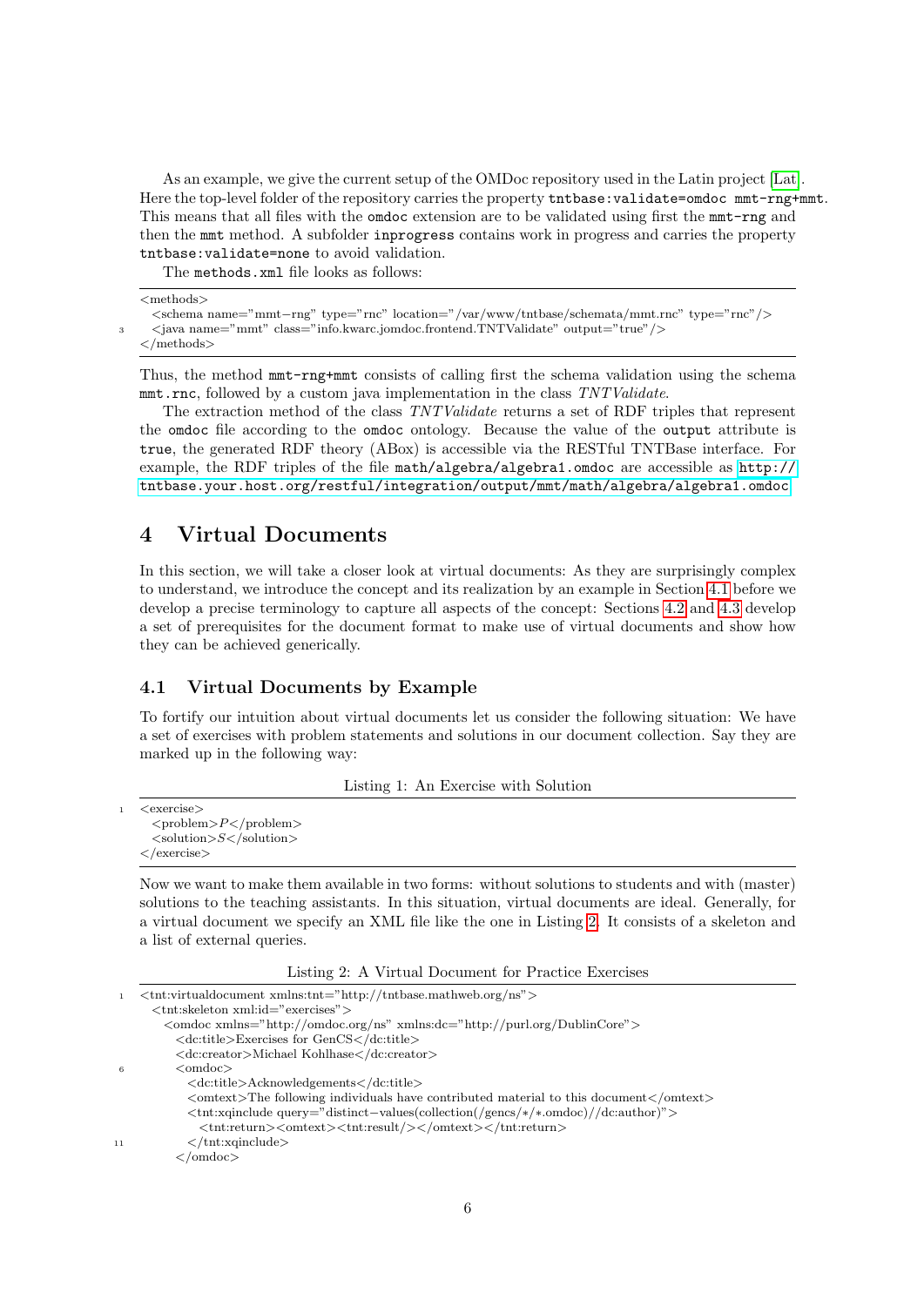As an example, we give the current setup of the OMDoc repository used in the Latin project [Lat]. Here the top-level folder of the repository carries the property `tntbase:validate=omdoc mmt-rng+mmt`. This means that all files with the `omdoc` extension are to be validated using first the `mmt-rng` and then the `mmt` method. A subfolder `inprogress` contains work in progress and carries the property `tntbase:validate=none` to avoid validation.

The `methods.xml` file looks as follows:

```
<methods>
  <schema name="mmt−rng" type="rnc" location="/var/www/tntbase/schemata/mmt.rnc" type="rnc"/>
  <java name="mmt" class="info.kwarc.jomdoc.frontend.TNTValidate" output="true"/>
</methods>
```

Thus, the method `mmt-rng+mmt` consists of calling first the schema validation using the schema `mmt.rnc`, followed by a custom java implementation in the class *TNTValidate*.

The extraction method of the class *TNTValidate* returns a set of RDF triples that represent the `omdoc` file according to the `omdoc` ontology. Because the value of the `output` attribute is `true`, the generated RDF theory (ABox) is accessible via the RESTful TNTBase interface. For example, the RDF triples of the file `math/algebra/algebra1.omdoc` are accessible as `http://tntbase.your.host.org/restful/integration/output/mmt/math/algebra/algebra1.omdoc`

# 4 Virtual Documents

In this section, we will take a closer look at virtual documents: As they are surprisingly complex to understand, we introduce the concept and its realization by an example in Section 4.1 before we develop a precise terminology to capture all aspects of the concept: Sections 4.2 and 4.3 develop a set of prerequisites for the document format to make use of virtual documents and show how they can be achieved generically.

## 4.1 Virtual Documents by Example

To fortify our intuition about virtual documents let us consider the following situation: We have a set of exercises with problem statements and solutions in our document collection. Say they are marked up in the following way:

Listing 1: An Exercise with Solution

```
<exercise>
  <problem>P</problem>
  <solution>S</solution>
</exercise>
```

Now we want to make them available in two forms: without solutions to students and with (master) solutions to the teaching assistants. In this situation, virtual documents are ideal. Generally, for a virtual document we specify an XML file like the one in Listing 2. It consists of a skeleton and a list of external queries.

Listing 2: A Virtual Document for Practice Exercises

```
<tnt:virtualdocument xmlns:tnt="http://tntbase.mathweb.org/ns">
  <tnt:skeleton xml:id="exercises">
    <omdoc xmlns="http://omdoc.org/ns" xmlns:dc="http://purl.org/DublinCore">
      <dc:title>Exercises for GenCS</dc:title>
      <dc:creator>Michael Kohlhase</dc:creator>
      <omdoc>
        <dc:title>Acknowledgements</dc:title>
        <omtext>The following individuals have contributed material to this document</omtext>
        <tnt:xqinclude query="distinct−values(collection(/gencs/∗/∗.omdoc)//dc:author)">
          <tnt:return><omtext><tnt:result/></omtext></tnt:return>
        </tnt:xqinclude>
      </omdoc>
```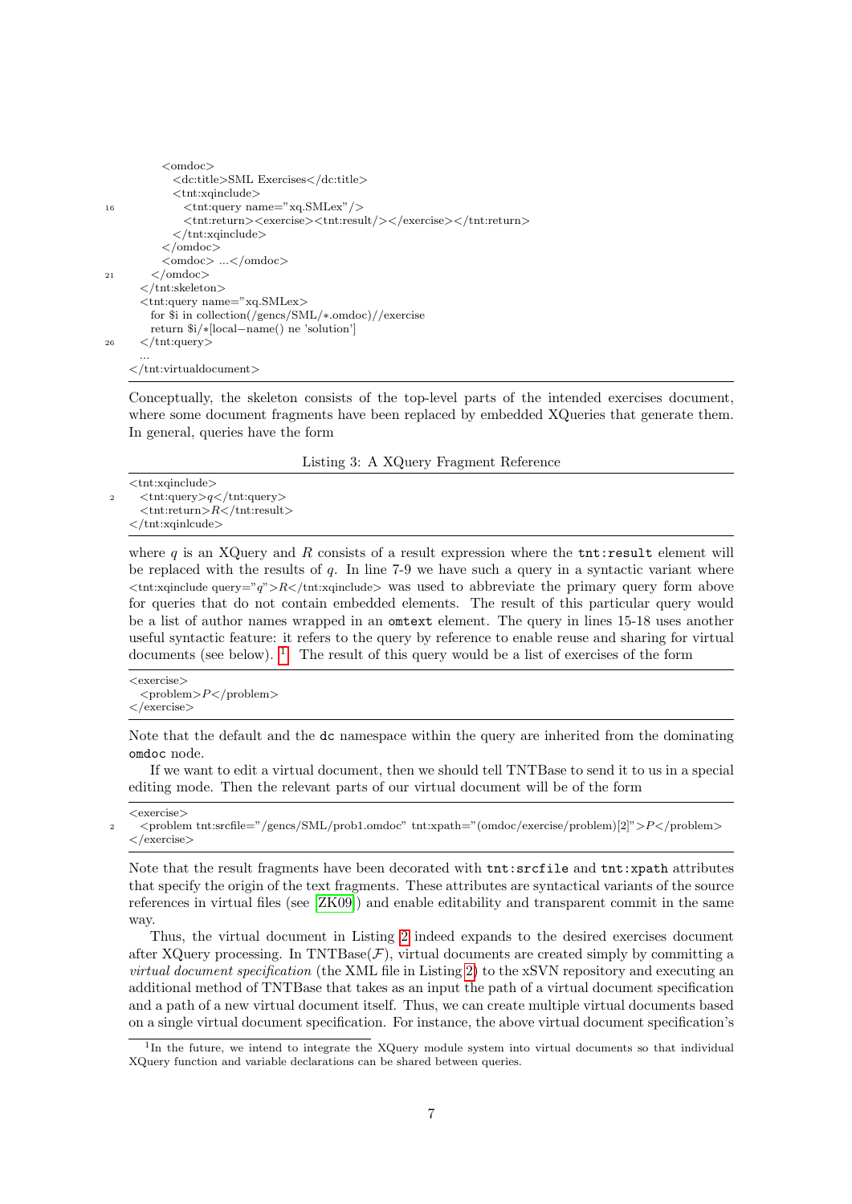```
      <omdoc>
        <dc:title>SML Exercises</dc:title>
        <tnt:xqinclude>
16        <tnt:query name="xq.SMLex"/>
          <tnt:return><exercise><tnt:result/></exercise></tnt:return>
        </tnt:xqinclude>
      </omdoc>
      <omdoc> ...</omdoc>
21  </omdoc>
  </tnt:skeleton>
  <tnt:query name="xq.SMLex">
    for $i in collection(/gencs/SML/*.omdoc)//exercise
    return $i/*[local−name() ne 'solution']
26  </tnt:query>
  ...
</tnt:virtualdocument>
```

Conceptually, the skeleton consists of the top-level parts of the intended exercises document, where some document fragments have been replaced by embedded XQueries that generate them. In general, queries have the form

Listing 3: A XQuery Fragment Reference

```
<tnt:xqinclude>
2   <tnt:query>q</tnt:query>
    <tnt:return>R</tnt:result>
</tnt:xqinlcude>
```

where $q$ is an XQuery and $R$ consists of a result expression where the `tnt:result` element will be replaced with the results of $q$. In line 7-9 we have such a query in a syntactic variant where `<tnt:xqinclude query="q">R</tnt:xqinclude>` was used to abbreviate the primary query form above for queries that do not contain embedded elements. The result of this particular query would be a list of author names wrapped in an `omtext` element. The query in lines 15-18 uses another useful syntactic feature: it refers to the query by reference to enable reuse and sharing for virtual documents (see below). [1] The result of this query would be a list of exercises of the form

```
<exercise>
  <problem>P</problem>
</exercise>
```

Note that the default and the `dc` namespace within the query are inherited from the dominating `omdoc` node.

If we want to edit a virtual document, then we should tell TNTBase to send it to us in a special editing mode. Then the relevant parts of our virtual document will be of the form

```
<exercise>
2   <problem tnt:srcfile="/gencs/SML/prob1.omdoc" tnt:xpath="(omdoc/exercise/problem)[2]">P</problem>
</exercise>
```

Note that the result fragments have been decorated with `tnt:srcfile` and `tnt:xpath` attributes that specify the origin of the text fragments. These attributes are syntactical variants of the source references in virtual files (see [ZK09]) and enable editability and transparent commit in the same way.

Thus, the virtual document in Listing 2 indeed expands to the desired exercises document after XQuery processing. In TNTBase($\mathcal{F}$), virtual documents are created simply by committing a *virtual document specification* (the XML file in Listing 2) to the xSVN repository and executing an additional method of TNTBase that takes as an input the path of a virtual document specification and a path of a new virtual document itself. Thus, we can create multiple virtual documents based on a single virtual document specification. For instance, the above virtual document specification's

[1] In the future, we intend to integrate the XQuery module system into virtual documents so that individual XQuery function and variable declarations can be shared between queries.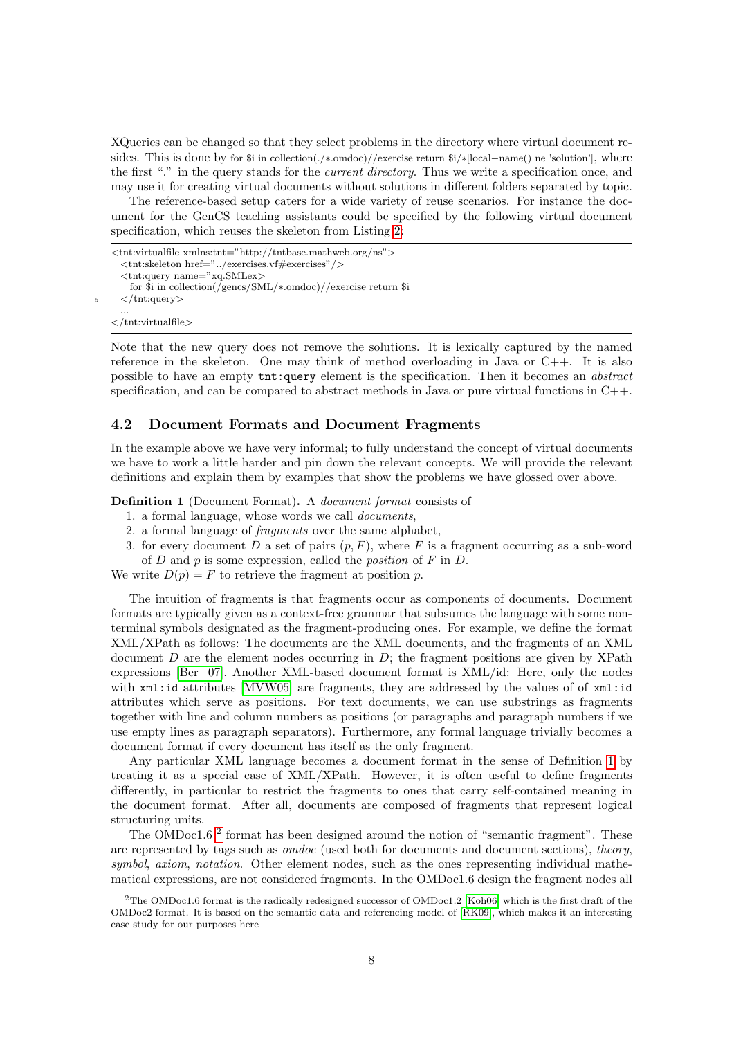XQueries can be changed so that they select problems in the directory where virtual document resides. This is done by for $i in collection(./*.omdoc)//exercise return $i/*[local−name() ne 'solution'], where the first "." in the query stands for the *current directory*. Thus we write a specification once, and may use it for creating virtual documents without solutions in different folders separated by topic.

The reference-based setup caters for a wide variety of reuse scenarios. For instance the document for the GenCS teaching assistants could be specified by the following virtual document specification, which reuses the skeleton from Listing 2:

```
<tnt:virtualfile xmlns:tnt="http://tntbase.mathweb.org/ns">
  <tnt:skeleton href="../exercises.vf#exercises"/>
  <tnt:query name="xq.SMLex>
    for $i in collection(/gencs/SML/*.omdoc)//exercise return $i
  </tnt:query>
  ...
</tnt:virtualfile>
```

Note that the new query does not remove the solutions. It is lexically captured by the named reference in the skeleton. One may think of method overloading in Java or C++. It is also possible to have an empty `tnt:query` element is the specification. Then it becomes an *abstract* specification, and can be compared to abstract methods in Java or pure virtual functions in C++.

## 4.2 Document Formats and Document Fragments

In the example above we have very informal; to fully understand the concept of virtual documents we have to work a little harder and pin down the relevant concepts. We will provide the relevant definitions and explain them by examples that show the problems we have glossed over above.

**Definition 1** (Document Format)**.** A *document format* consists of

1. a formal language, whose words we call *documents*,
2. a formal language of *fragments* over the same alphabet,
3. for every document $D$ a set of pairs $(p, F)$, where $F$ is a fragment occurring as a sub-word of $D$ and $p$ is some expression, called the *position* of $F$ in $D$.

We write $D(p) = F$ to retrieve the fragment at position $p$.

The intuition of fragments is that fragments occur as components of documents. Document formats are typically given as a context-free grammar that subsumes the language with some non-terminal symbols designated as the fragment-producing ones. For example, we define the format XML/XPath as follows: The documents are the XML documents, and the fragments of an XML document $D$ are the element nodes occurring in $D$; the fragment positions are given by XPath expressions [Ber+07]. Another XML-based document format is XML/id: Here, only the nodes with `xml:id` attributes [MVW05] are fragments, they are addressed by the values of of `xml:id` attributes which serve as positions. For text documents, we can use substrings as fragments together with line and column numbers as positions (or paragraphs and paragraph numbers if we use empty lines as paragraph separators). Furthermore, any formal language trivially becomes a document format if every document has itself as the only fragment.

Any particular XML language becomes a document format in the sense of Definition 1 by treating it as a special case of XML/XPath. However, it is often useful to define fragments differently, in particular to restrict the fragments to ones that carry self-contained meaning in the document format. After all, documents are composed of fragments that represent logical structuring units.

The OMDoc1.6 [2] format has been designed around the notion of "semantic fragment". These are represented by tags such as *omdoc* (used both for documents and document sections), *theory*, *symbol*, *axiom*, *notation*. Other element nodes, such as the ones representing individual mathematical expressions, are not considered fragments. In the OMDoc1.6 design the fragment nodes all

[2] The OMDoc1.6 format is the radically redesigned successor of OMDoc1.2 [Koh06] which is the first draft of the OMDoc2 format. It is based on the semantic data and referencing model of [RK09], which makes it an interesting case study for our purposes here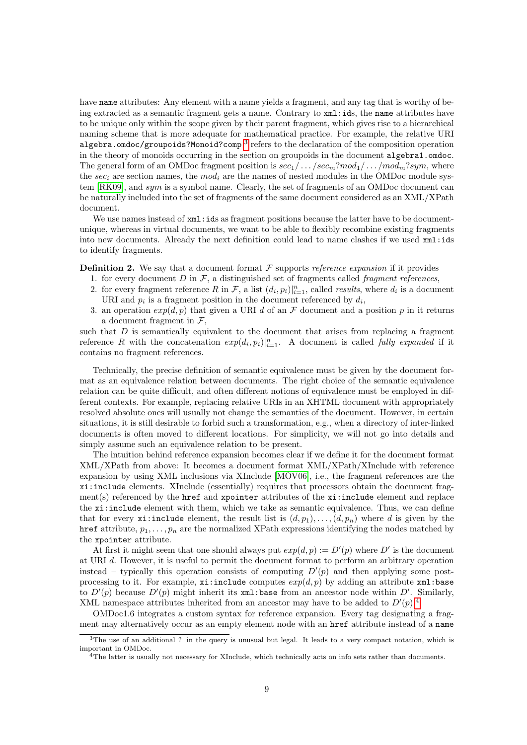have `name` attributes: Any element with a name yields a fragment, and any tag that is worthy of being extracted as a semantic fragment gets a name. Contrary to `xml:id`s, the `name` attributes have to be unique only within the scope given by their parent fragment, which gives rise to a hierarchical naming scheme that is more adequate for mathematical practice. For example, the relative URI `algebra.omdoc/groupoids?Monoid?comp`[3] refers to the declaration of the composition operation in the theory of monoids occurring in the section on groupoids in the document `algebra1.omdoc`. The general form of an OMDoc fragment position is $sec_1/\ldots/sec_m?mod_1/\ldots/mod_m?sym$, where the $sec_i$ are section names, the $mod_i$ are the names of nested modules in the OMDoc module system [RK09], and $sym$ is a symbol name. Clearly, the set of fragments of an OMDoc document can be naturally included into the set of fragments of the same document considered as an XML/XPath document.

We use names instead of `xml:id`s as fragment positions because the latter have to be document-unique, whereas in virtual documents, we want to be able to flexibly recombine existing fragments into new documents. Already the next definition could lead to name clashes if we used `xml:id`s to identify fragments.

**Definition 2.** We say that a document format $\mathcal{F}$ supports *reference expansion* if it provides

1. for every document $D$ in $\mathcal{F}$, a distinguished set of fragments called *fragment references*,
2. for every fragment reference $R$ in $\mathcal{F}$, a list $(d_i, p_i)|_{i=1}^n$, called *results*, where $d_i$ is a document URI and $p_i$ is a fragment position in the document referenced by $d_i$,
3. an operation $exp(d, p)$ that given a URI $d$ of an $\mathcal{F}$ document and a position $p$ in it returns a document fragment in $\mathcal{F}$,

such that $D$ is semantically equivalent to the document that arises from replacing a fragment reference $R$ with the concatenation $exp(d_i, p_i)|_{i=1}^n$. A document is called *fully expanded* if it contains no fragment references.

Technically, the precise definition of semantic equivalence must be given by the document format as an equivalence relation between documents. The right choice of the semantic equivalence relation can be quite difficult, and often different notions of equivalence must be employed in different contexts. For example, replacing relative URIs in an XHTML document with appropriately resolved absolute ones will usually not change the semantics of the document. However, in certain situations, it is still desirable to forbid such a transformation, e.g., when a directory of inter-linked documents is often moved to different locations. For simplicity, we will not go into details and simply assume such an equivalence relation to be present.

The intuition behind reference expansion becomes clear if we define it for the document format XML/XPath from above: It becomes a document format XML/XPath/XInclude with reference expansion by using XML inclusions via XInclude [MOV06], i.e., the fragment references are the `xi:include` elements. XInclude (essentially) requires that processors obtain the document fragment(s) referenced by the `href` and `xpointer` attributes of the `xi:include` element and replace the `xi:include` element with them, which we take as semantic equivalence. Thus, we can define that for every `xi:include` element, the result list is $(d, p_1), \ldots, (d, p_n)$ where $d$ is given by the `href` attribute, $p_1, \ldots, p_n$ are the normalized XPath expressions identifying the nodes matched by the `xpointer` attribute.

At first it might seem that one should always put $exp(d, p) := D'(p)$ where $D'$ is the document at URI $d$. However, it is useful to permit the document format to perform an arbitrary operation instead – typically this operation consists of computing $D'(p)$ and then applying some post-processing to it. For example, `xi:include` computes $exp(d, p)$ by adding an attribute `xml:base` to $D'(p)$ because $D'(p)$ might inherit its `xml:base` from an ancestor node within $D'$. Similarly, XML namespace attributes inherited from an ancestor may have to be added to $D'(p)$.[4]

OMDoc1.6 integrates a custom syntax for reference expansion. Every tag designating a fragment may alternatively occur as an empty element node with an `href` attribute instead of a `name`

[3] The use of an additional ? in the query is unusual but legal. It leads to a very compact notation, which is important in OMDoc.

[4] The latter is usually not necessary for XInclude, which technically acts on info sets rather than documents.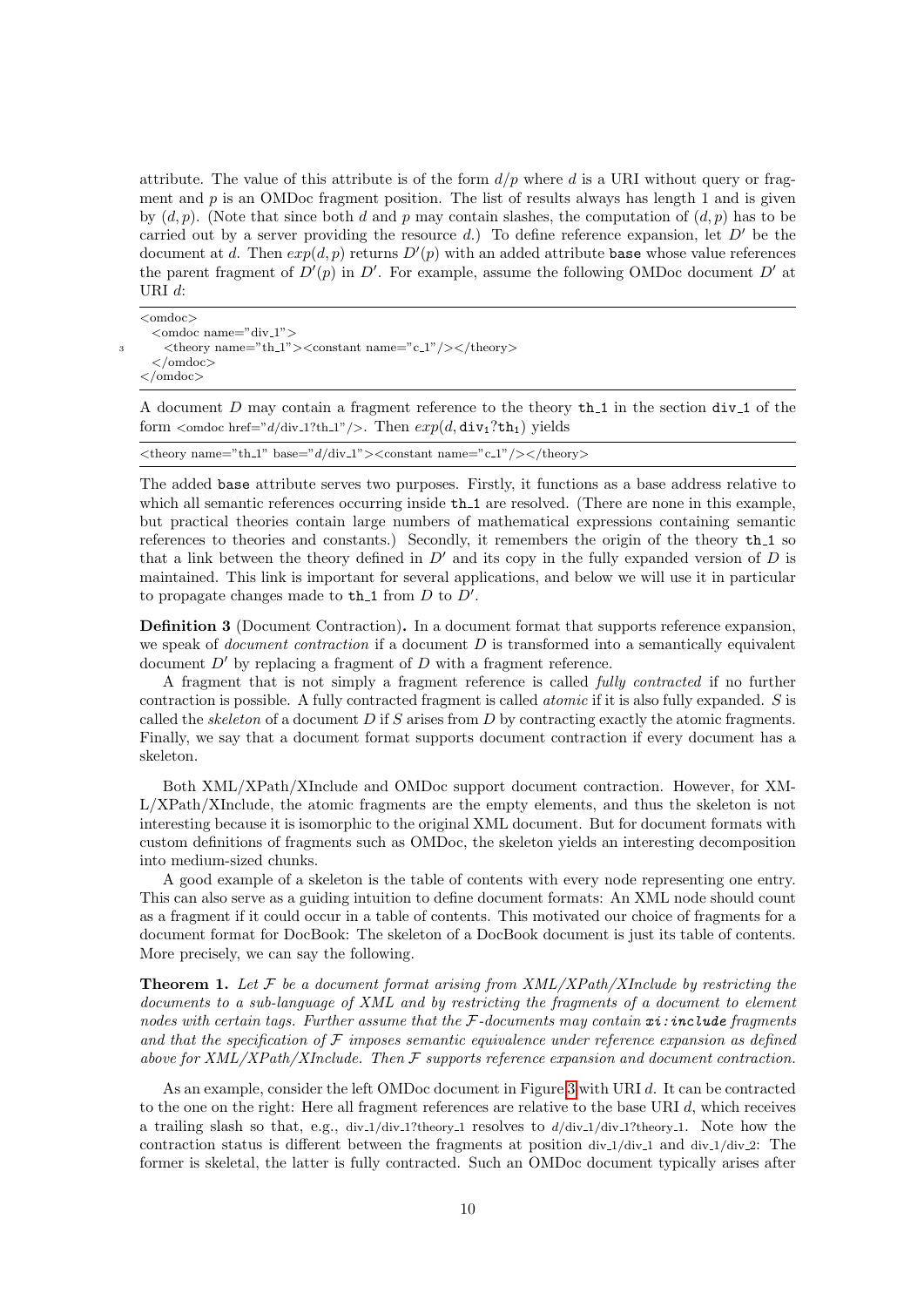attribute. The value of this attribute is of the form $d/p$ where $d$ is a URI without query or fragment and $p$ is an OMDoc fragment position. The list of results always has length 1 and is given by $(d, p)$. (Note that since both $d$ and $p$ may contain slashes, the computation of $(d, p)$ has to be carried out by a server providing the resource $d$.) To define reference expansion, let $D'$ be the document at $d$. Then $exp(d, p)$ returns $D'(p)$ with an added attribute `base` whose value references the parent fragment of $D'(p)$ in $D'$. For example, assume the following OMDoc document $D'$ at URI $d$:

```
<omdoc>
  <omdoc name="div_1">
    <theory name="th_1"><constant name="c_1"/></theory>
  </omdoc>
</omdoc>
```

A document $D$ may contain a fragment reference to the theory `th_1` in the section `div_1` of the form `<omdoc href="d/div_1?th_1"/>`. Then $exp(d, \texttt{div}_1?\texttt{th}_1)$ yields

```
<theory name="th_1" base="d/div_1"><constant name="c_1"/></theory>
```

The added `base` attribute serves two purposes. Firstly, it functions as a base address relative to which all semantic references occurring inside `th_1` are resolved. (There are none in this example, but practical theories contain large numbers of mathematical expressions containing semantic references to theories and constants.) Secondly, it remembers the origin of the theory `th_1` so that a link between the theory defined in $D'$ and its copy in the fully expanded version of $D$ is maintained. This link is important for several applications, and below we will use it in particular to propagate changes made to `th_1` from $D$ to $D'$.

**Definition 3** (Document Contraction)**.** In a document format that supports reference expansion, we speak of *document contraction* if a document $D$ is transformed into a semantically equivalent document $D'$ by replacing a fragment of $D$ with a fragment reference.

A fragment that is not simply a fragment reference is called *fully contracted* if no further contraction is possible. A fully contracted fragment is called *atomic* if it is also fully expanded. $S$ is called the *skeleton* of a document $D$ if $S$ arises from $D$ by contracting exactly the atomic fragments. Finally, we say that a document format supports document contraction if every document has a skeleton.

Both XML/XPath/XInclude and OMDoc support document contraction. However, for XML/XPath/XInclude, the atomic fragments are the empty elements, and thus the skeleton is not interesting because it is isomorphic to the original XML document. But for document formats with custom definitions of fragments such as OMDoc, the skeleton yields an interesting decomposition into medium-sized chunks.

A good example of a skeleton is the table of contents with every node representing one entry. This can also serve as a guiding intuition to define document formats: An XML node should count as a fragment if it could occur in a table of contents. This motivated our choice of fragments for a document format for DocBook: The skeleton of a DocBook document is just its table of contents. More precisely, we can say the following.

**Theorem 1.** *Let $\mathcal{F}$ be a document format arising from XML/XPath/XInclude by restricting the documents to a sub-language of XML and by restricting the fragments of a document to element nodes with certain tags. Further assume that the $\mathcal{F}$-documents may contain* ***xi:include*** *fragments and that the specification of $\mathcal{F}$ imposes semantic equivalence under reference expansion as defined above for XML/XPath/XInclude. Then $\mathcal{F}$ supports reference expansion and document contraction.*

As an example, consider the left OMDoc document in Figure 3 with URI $d$. It can be contracted to the one on the right: Here all fragment references are relative to the base URI $d$, which receives a trailing slash so that, e.g., div_1/div_1?theory_1 resolves to $d$/div_1/div_1?theory_1. Note how the contraction status is different between the fragments at position div_1/div_1 and div_1/div_2: The former is skeletal, the latter is fully contracted. Such an OMDoc document typically arises after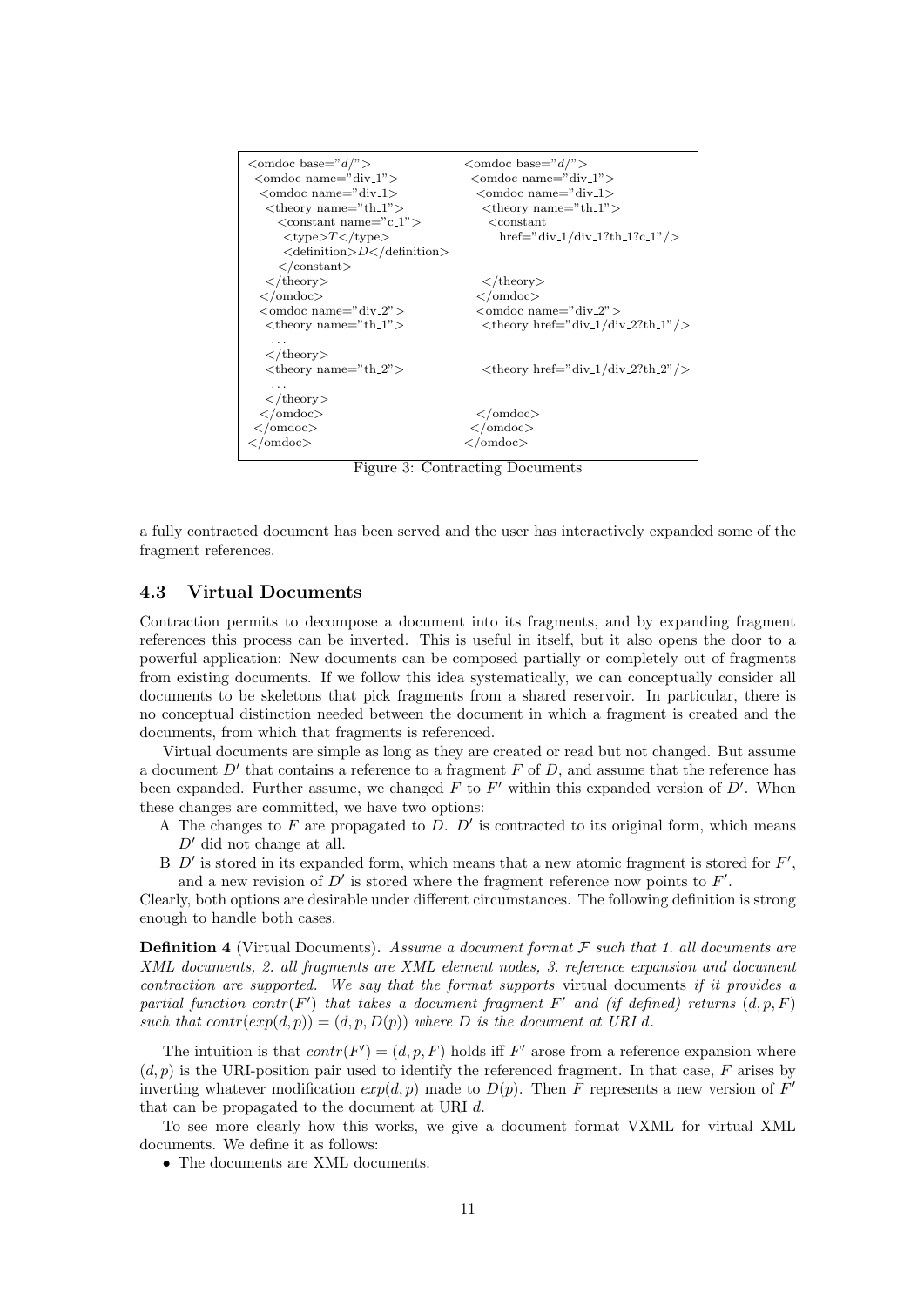| | |
|---|---|
| `<omdoc base="d/">` | `<omdoc base="d/">` |
| `<omdoc name="div_1">` | `<omdoc name="div_1">` |
| `<omdoc name="div_1>` | `<omdoc name="div_1>` |
| `<theory name="th_1">` | `<theory name="th_1">` |
| `<constant name="c_1">` | `<constant` |
| `<type>T</type>` | `href="div_1/div_1?th_1?c_1"/>` |
| `<definition>D</definition>` | |
| `</constant>` | |
| `</theory>` | `</theory>` |
| `</omdoc>` | `</omdoc>` |
| `<omdoc name="div_2">` | `<omdoc name="div_2">` |
| `<theory name="th_1">` | `<theory href="div_1/div_2?th_1"/>` |
| `...` | |
| `</theory>` | |
| `<theory name="th_2">` | `<theory href="div_1/div_2?th_2"/>` |
| `...` | |
| `</theory>` | |
| `</omdoc>` | `</omdoc>` |
| `</omdoc>` | `</omdoc>` |
| `</omdoc>` | `</omdoc>` |

Figure 3: Contracting Documents

a fully contracted document has been served and the user has interactively expanded some of the fragment references.

### 4.3 Virtual Documents

Contraction permits to decompose a document into its fragments, and by expanding fragment references this process can be inverted. This is useful in itself, but it also opens the door to a powerful application: New documents can be composed partially or completely out of fragments from existing documents. If we follow this idea systematically, we can conceptually consider all documents to be skeletons that pick fragments from a shared reservoir. In particular, there is no conceptual distinction needed between the document in which a fragment is created and the documents, from which that fragments is referenced.

Virtual documents are simple as long as they are created or read but not changed. But assume a document $D'$ that contains a reference to a fragment $F$ of $D$, and assume that the reference has been expanded. Further assume, we changed $F$ to $F'$ within this expanded version of $D'$. When these changes are committed, we have two options:

- A The changes to $F$ are propagated to $D$. $D'$ is contracted to its original form, which means $D'$ did not change at all.
- B $D'$ is stored in its expanded form, which means that a new atomic fragment is stored for $F'$, and a new revision of $D'$ is stored where the fragment reference now points to $F'$.

Clearly, both options are desirable under different circumstances. The following definition is strong enough to handle both cases.

**Definition 4** (Virtual Documents)**.** *Assume a document format $\mathcal{F}$ such that 1. all documents are XML documents, 2. all fragments are XML element nodes, 3. reference expansion and document contraction are supported. We say that the format supports* virtual documents *if it provides a partial function $contr(F')$ that takes a document fragment $F'$ and (if defined) returns $(d, p, F)$ such that $contr(exp(d, p)) = (d, p, D(p))$ where $D$ is the document at URI $d$.*

The intuition is that $contr(F') = (d, p, F)$ holds iff $F'$ arose from a reference expansion where $(d, p)$ is the URI-position pair used to identify the referenced fragment. In that case, $F$ arises by inverting whatever modification $exp(d, p)$ made to $D(p)$. Then $F$ represents a new version of $F'$ that can be propagated to the document at URI $d$.

To see more clearly how this works, we give a document format VXML for virtual XML documents. We define it as follows:

- The documents are XML documents.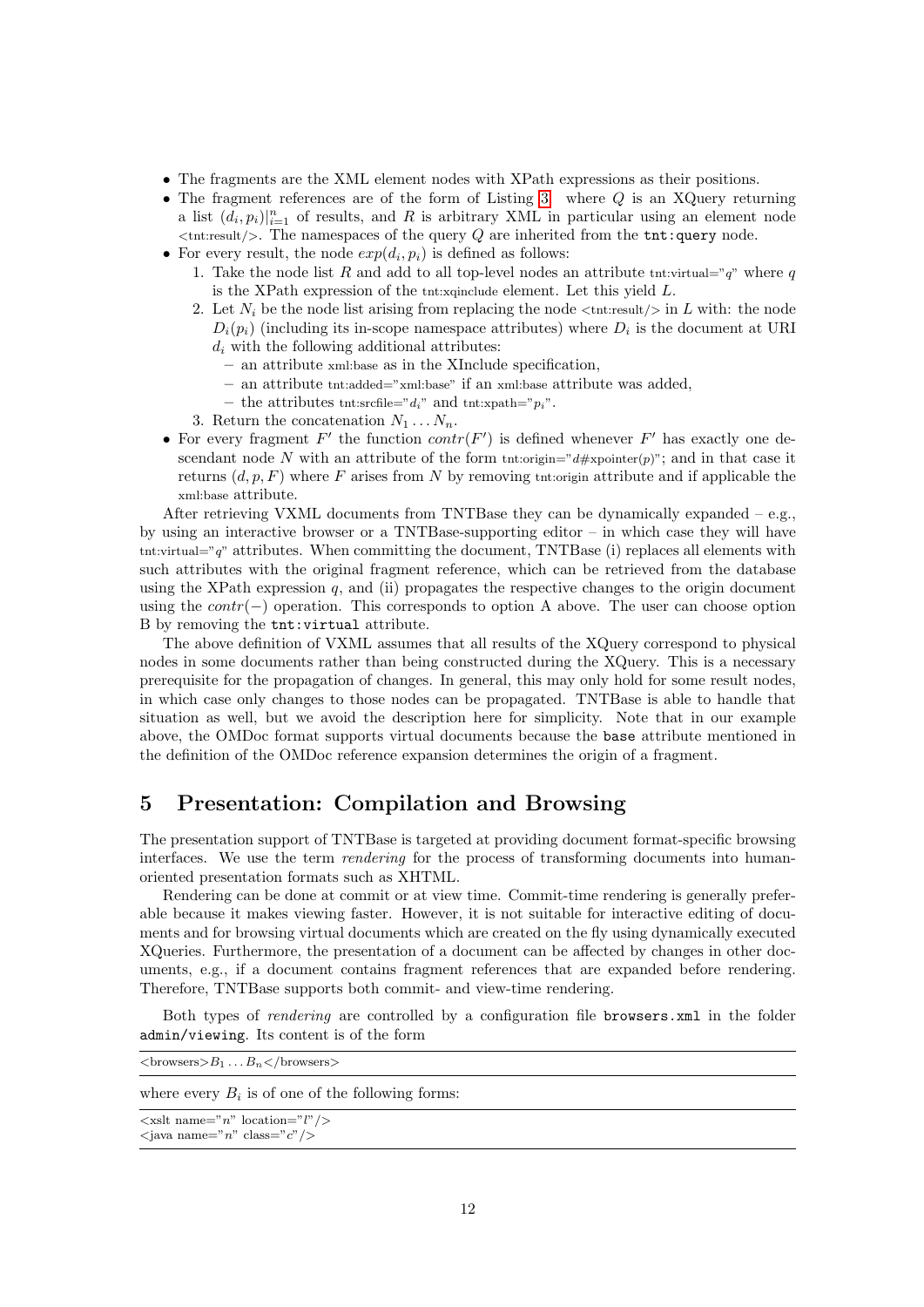- The fragments are the XML element nodes with XPath expressions as their positions.
- The fragment references are of the form of Listing 3, where $Q$ is an XQuery returning a list $(d_i, p_i)|_{i=1}^{n}$ of results, and $R$ is arbitrary XML in particular using an element node <tnt:result/>. The namespaces of the query $Q$ are inherited from the `tnt:query` node.
- For every result, the node $exp(d_i, p_i)$ is defined as follows:
  1. Take the node list $R$ and add to all top-level nodes an attribute tnt:virtual="$q$" where $q$ is the XPath expression of the tnt:xqinclude element. Let this yield $L$.
  2. Let $N_i$ be the node list arising from replacing the node <tnt:result/> in $L$ with: the node $D_i(p_i)$ (including its in-scope namespace attributes) where $D_i$ is the document at URI $d_i$ with the following additional attributes:
     - an attribute xml:base as in the XInclude specification,
     - an attribute tnt:added="xml:base" if an xml:base attribute was added,
     - the attributes tnt:srcfile="$d_i$" and tnt:xpath="$p_i$".
  3. Return the concatenation $N_1 \dots N_n$.
- For every fragment $F'$ the function $contr(F')$ is defined whenever $F'$ has exactly one descendant node $N$ with an attribute of the form tnt:origin="$d$#xpointer($p$)"; and in that case it returns $(d, p, F)$ where $F$ arises from $N$ by removing tnt:origin attribute and if applicable the xml:base attribute.

After retrieving VXML documents from TNTBase they can be dynamically expanded – e.g., by using an interactive browser or a TNTBase-supporting editor – in which case they will have tnt:virtual="$q$" attributes. When committing the document, TNTBase (i) replaces all elements with such attributes with the original fragment reference, which can be retrieved from the database using the XPath expression $q$, and (ii) propagates the respective changes to the origin document using the $contr(-)$ operation. This corresponds to option A above. The user can choose option B by removing the `tnt:virtual` attribute.

The above definition of VXML assumes that all results of the XQuery correspond to physical nodes in some documents rather than being constructed during the XQuery. This is a necessary prerequisite for the propagation of changes. In general, this may only hold for some result nodes, in which case only changes to those nodes can be propagated. TNTBase is able to handle that situation as well, but we avoid the description here for simplicity. Note that in our example above, the OMDoc format supports virtual documents because the `base` attribute mentioned in the definition of the OMDoc reference expansion determines the origin of a fragment.

## 5 Presentation: Compilation and Browsing

The presentation support of TNTBase is targeted at providing document format-specific browsing interfaces. We use the term *rendering* for the process of transforming documents into human-oriented presentation formats such as XHTML.

Rendering can be done at commit or at view time. Commit-time rendering is generally preferable because it makes viewing faster. However, it is not suitable for interactive editing of documents and for browsing virtual documents which are created on the fly using dynamically executed XQueries. Furthermore, the presentation of a document can be affected by changes in other documents, e.g., if a document contains fragment references that are expanded before rendering. Therefore, TNTBase supports both commit- and view-time rendering.

Both types of *rendering* are controlled by a configuration file `browsers.xml` in the folder `admin/viewing`. Its content is of the form

```
<browsers>B1 ... Bn</browsers>
```

where every $B_i$ is of one of the following forms:

```
<xslt name="n" location="l"/>
<java name="n" class="c"/>
```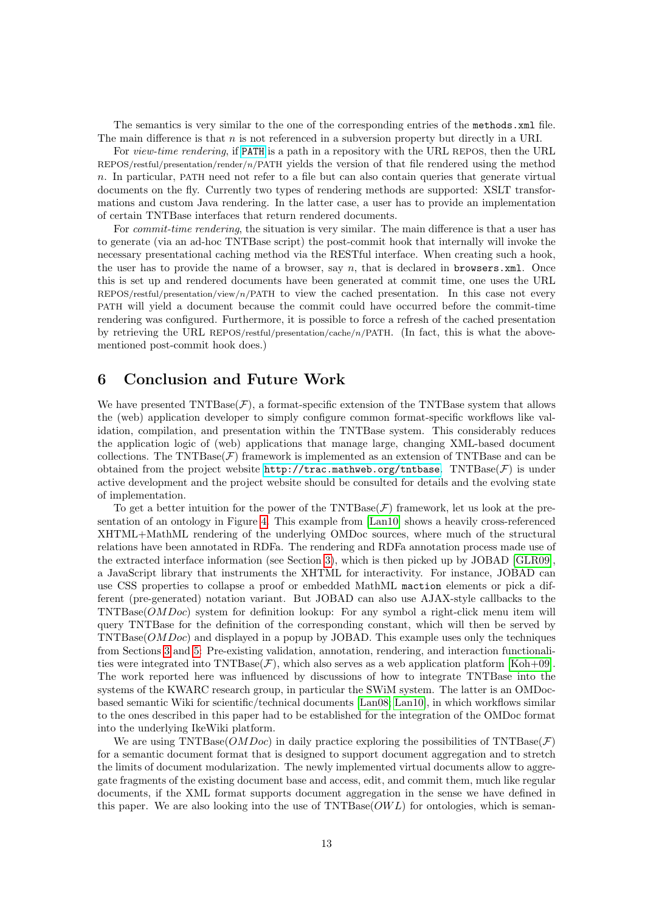The semantics is very similar to the one of the corresponding entries of the `methods.xml` file. The main difference is that $n$ is not referenced in a subversion property but directly in a URI.

For *view-time rendering*, if PATH is a path in a repository with the URL REPOS, then the URL REPOS/restful/presentation/render/$n$/PATH yields the version of that file rendered using the method $n$. In particular, PATH need not refer to a file but can also contain queries that generate virtual documents on the fly. Currently two types of rendering methods are supported: XSLT transformations and custom Java rendering. In the latter case, a user has to provide an implementation of certain TNTBase interfaces that return rendered documents.

For *commit-time rendering*, the situation is very similar. The main difference is that a user has to generate (via an ad-hoc TNTBase script) the post-commit hook that internally will invoke the necessary presentational caching method via the RESTful interface. When creating such a hook, the user has to provide the name of a browser, say $n$, that is declared in `browsers.xml`. Once this is set up and rendered documents have been generated at commit time, one uses the URL REPOS/restful/presentation/view/$n$/PATH to view the cached presentation. In this case not every PATH will yield a document because the commit could have occurred before the commit-time rendering was configured. Furthermore, it is possible to force a refresh of the cached presentation by retrieving the URL REPOS/restful/presentation/cache/$n$/PATH. (In fact, this is what the above-mentioned post-commit hook does.)

## 6 Conclusion and Future Work

We have presented TNTBase($\mathcal{F}$), a format-specific extension of the TNTBase system that allows the (web) application developer to simply configure common format-specific workflows like validation, compilation, and presentation within the TNTBase system. This considerably reduces the application logic of (web) applications that manage large, changing XML-based document collections. The TNTBase($\mathcal{F}$) framework is implemented as an extension of TNTBase and can be obtained from the project website http://trac.mathweb.org/tntbase. TNTBase($\mathcal{F}$) is under active development and the project website should be consulted for details and the evolving state of implementation.

To get a better intuition for the power of the TNTBase($\mathcal{F}$) framework, let us look at the presentation of an ontology in Figure 4. This example from [Lan10] shows a heavily cross-referenced XHTML+MathML rendering of the underlying OMDoc sources, where much of the structural relations have been annotated in RDFa. The rendering and RDFa annotation process made use of the extracted interface information (see Section 3), which is then picked up by JOBAD [GLR09], a JavaScript library that instruments the XHTML for interactivity. For instance, JOBAD can use CSS properties to collapse a proof or embedded MathML `maction` elements or pick a different (pre-generated) notation variant. But JOBAD can also use AJAX-style callbacks to the TNTBase($OMDoc$) system for definition lookup: For any symbol a right-click menu item will query TNTBase for the definition of the corresponding constant, which will then be served by TNTBase($OMDoc$) and displayed in a popup by JOBAD. This example uses only the techniques from Sections 3 and 5: Pre-existing validation, annotation, rendering, and interaction functionalities were integrated into TNTBase($\mathcal{F}$), which also serves as a web application platform [Koh+09]. The work reported here was influenced by discussions of how to integrate TNTBase into the systems of the KWARC research group, in particular the SWiM system. The latter is an OMDoc-based semantic Wiki for scientific/technical documents [Lan08; Lan10], in which workflows similar to the ones described in this paper had to be established for the integration of the OMDoc format into the underlying IkeWiki platform.

We are using TNTBase($OMDoc$) in daily practice exploring the possibilities of TNTBase($\mathcal{F}$) for a semantic document format that is designed to support document aggregation and to stretch the limits of document modularization. The newly implemented virtual documents allow to aggregate fragments of the existing document base and access, edit, and commit them, much like regular documents, if the XML format supports document aggregation in the sense we have defined in this paper. We are also looking into the use of TNTBase($OWL$) for ontologies, which is seman-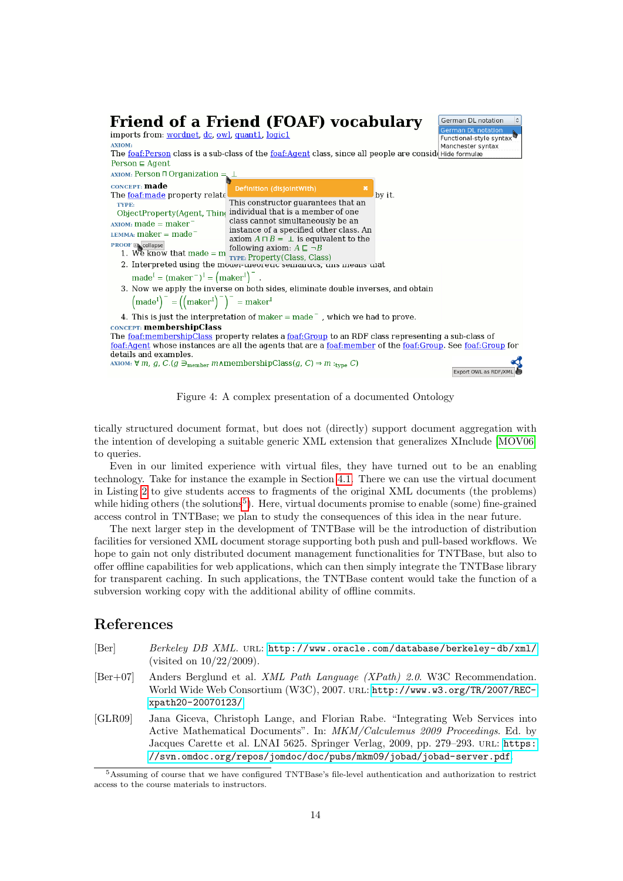Figure 4: A complex presentation of a documented Ontology

tically structured document format, but does not (directly) support document aggregation with the intention of developing a suitable generic XML extension that generalizes XInclude [MOV06] to queries.

Even in our limited experience with virtual files, they have turned out to be an enabling technology. Take for instance the example in Section 4.1. There we can use the virtual document in Listing 2 to give students access to fragments of the original XML documents (the problems) while hiding others (the solutions[5]). Here, virtual documents promise to enable (some) fine-grained access control in TNTBase; we plan to study the consequences of this idea in the near future.

The next larger step in the development of TNTBase will be the introduction of distribution facilities for versioned XML document storage supporting both push and pull-based workflows. We hope to gain not only distributed document management functionalities for TNTBase, but also to offer offline capabilities for web applications, which can then simply integrate the TNTBase library for transparent caching. In such applications, the TNTBase content would take the function of a subversion working copy with the additional ability of offline commits.

## References

[Ber] *Berkeley DB XML.* URL: http://www.oracle.com/database/berkeley-db/xml/ (visited on 10/22/2009).

[Ber+07] Anders Berglund et al. *XML Path Language (XPath) 2.0.* W3C Recommendation. World Wide Web Consortium (W3C), 2007. URL: http://www.w3.org/TR/2007/REC-xpath20-20070123/.

[GLR09] Jana Giceva, Christoph Lange, and Florian Rabe. "Integrating Web Services into Active Mathematical Documents". In: *MKM/Calculemus 2009 Proceedings.* Ed. by Jacques Carette et al. LNAI 5625. Springer Verlag, 2009, pp. 279–293. URL: https://svn.omdoc.org/repos/jomdoc/doc/pubs/mkm09/jobad/jobad-server.pdf.

[5] Assuming of course that we have configured TNTBase's file-level authentication and authorization to restrict access to the course materials to instructors.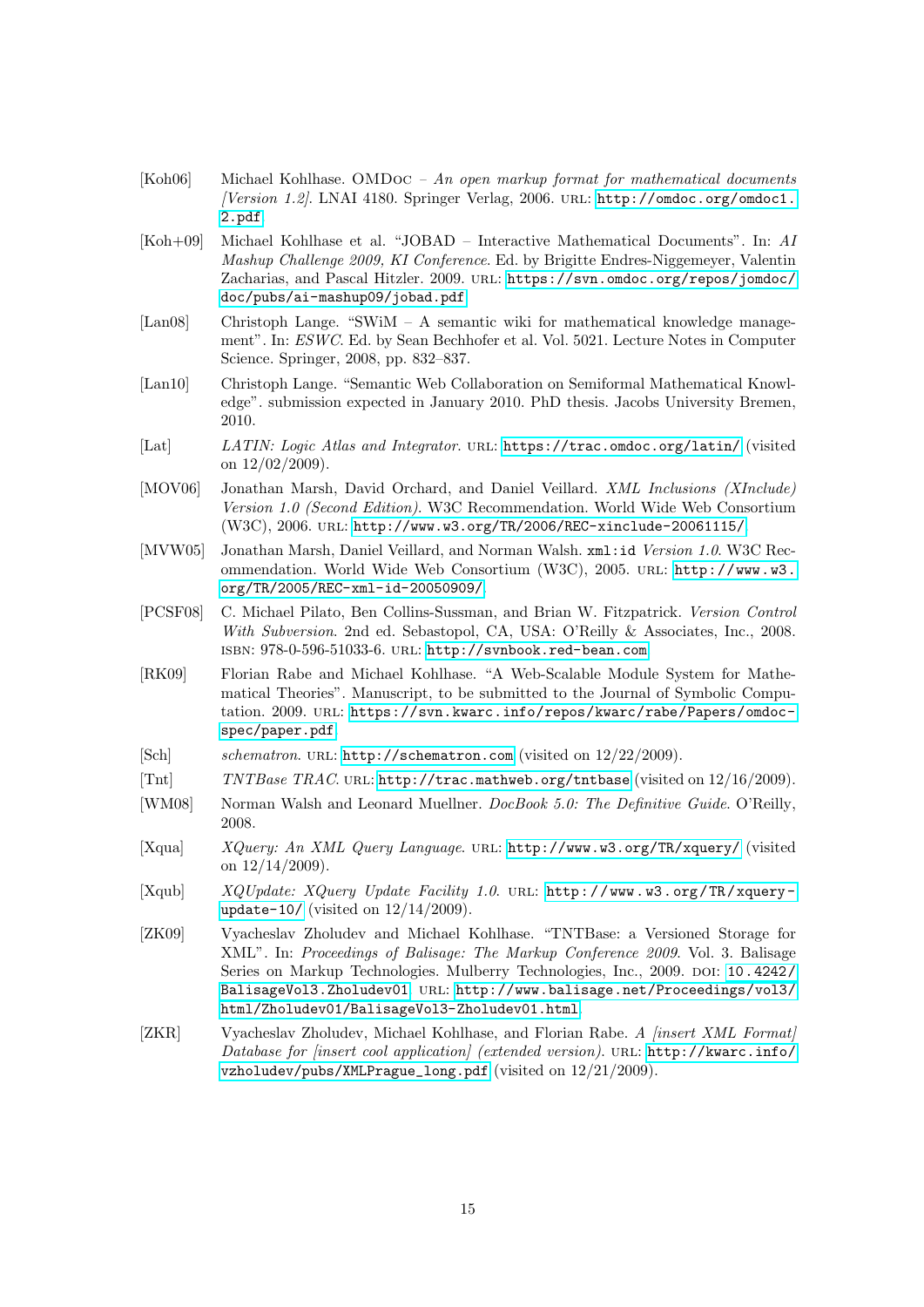[Koh06] Michael Kohlhase. OMDoc – *An open markup format for mathematical documents [Version 1.2]*. LNAI 4180. Springer Verlag, 2006. URL: http://omdoc.org/omdoc1.2.pdf.

[Koh+09] Michael Kohlhase et al. "JOBAD – Interactive Mathematical Documents". In: *AI Mashup Challenge 2009, KI Conference*. Ed. by Brigitte Endres-Niggemeyer, Valentin Zacharias, and Pascal Hitzler. 2009. URL: https://svn.omdoc.org/repos/jomdoc/doc/pubs/ai-mashup09/jobad.pdf.

[Lan08] Christoph Lange. "SWiM – A semantic wiki for mathematical knowledge management". In: *ESWC*. Ed. by Sean Bechhofer et al. Vol. 5021. Lecture Notes in Computer Science. Springer, 2008, pp. 832–837.

[Lan10] Christoph Lange. "Semantic Web Collaboration on Semiformal Mathematical Knowledge". submission expected in January 2010. PhD thesis. Jacobs University Bremen, 2010.

[Lat] *LATIN: Logic Atlas and Integrator*. URL: https://trac.omdoc.org/latin/ (visited on 12/02/2009).

[MOV06] Jonathan Marsh, David Orchard, and Daniel Veillard. *XML Inclusions (XInclude) Version 1.0 (Second Edition)*. W3C Recommendation. World Wide Web Consortium (W3C), 2006. URL: http://www.w3.org/TR/2006/REC-xinclude-20061115/.

[MVW05] Jonathan Marsh, Daniel Veillard, and Norman Walsh. `xml:id` *Version 1.0*. W3C Recommendation. World Wide Web Consortium (W3C), 2005. URL: http://www.w3.org/TR/2005/REC-xml-id-20050909/.

[PCSF08] C. Michael Pilato, Ben Collins-Sussman, and Brian W. Fitzpatrick. *Version Control With Subversion*. 2nd ed. Sebastopol, CA, USA: O'Reilly & Associates, Inc., 2008. ISBN: 978-0-596-51033-6. URL: http://svnbook.red-bean.com.

[RK09] Florian Rabe and Michael Kohlhase. "A Web-Scalable Module System for Mathematical Theories". Manuscript, to be submitted to the Journal of Symbolic Computation. 2009. URL: https://svn.kwarc.info/repos/kwarc/rabe/Papers/omdoc-spec/paper.pdf.

[Sch] *schematron*. URL: http://schematron.com (visited on 12/22/2009).

[Tnt] *TNTBase TRAC*. URL: http://trac.mathweb.org/tntbase (visited on 12/16/2009).

[WM08] Norman Walsh and Leonard Muellner. *DocBook 5.0: The Definitive Guide*. O'Reilly, 2008.

[Xqua] *XQuery: An XML Query Language*. URL: http://www.w3.org/TR/xquery/ (visited on 12/14/2009).

[Xqub] *XQUpdate: XQuery Update Facility 1.0*. URL: http://www.w3.org/TR/xquery-update-10/ (visited on 12/14/2009).

[ZK09] Vyacheslav Zholudev and Michael Kohlhase. "TNTBase: a Versioned Storage for XML". In: *Proceedings of Balisage: The Markup Conference 2009*. Vol. 3. Balisage Series on Markup Technologies. Mulberry Technologies, Inc., 2009. DOI: 10.4242/BalisageVol3.Zholudev01. URL: http://www.balisage.net/Proceedings/vol3/html/Zholudev01/BalisageVol3-Zholudev01.html.

[ZKR] Vyacheslav Zholudev, Michael Kohlhase, and Florian Rabe. *A [insert XML Format] Database for [insert cool application] (extended version)*. URL: http://kwarc.info/vzholudev/pubs/XMLPrague_long.pdf (visited on 12/21/2009).